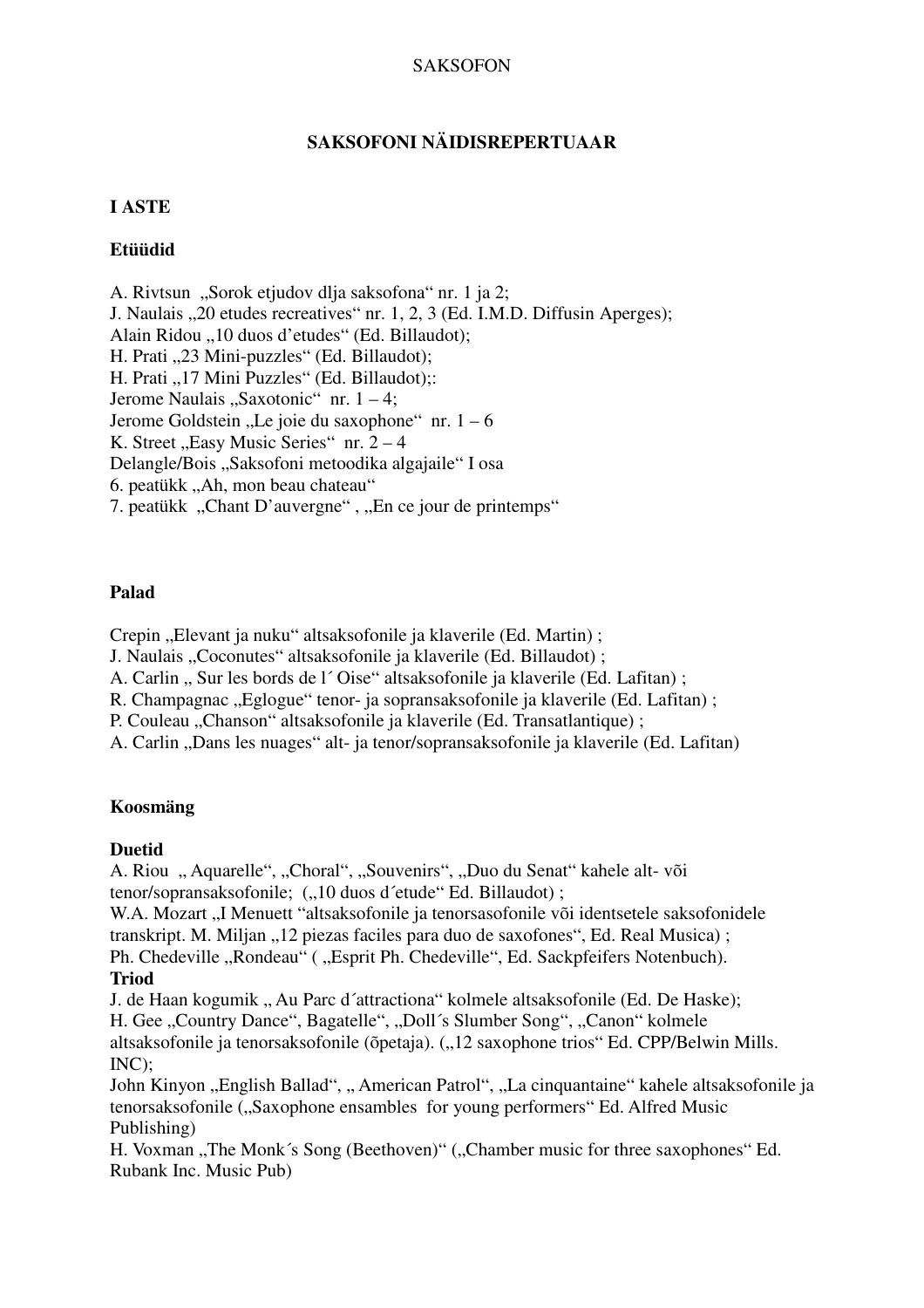SAKSOFON

# SAKSOFONI NÄIDISREPERTUAAR

## I ASTE

### Etüüdid

A. Rivtsun „Sorok etjudov dlja saksofona“ nr. 1 ja 2;
J. Naulais „20 etudes recreatives“ nr. 1, 2, 3 (Ed. I.M.D. Diffusin Aperges);
Alain Ridou „10 duos d’etudes“ (Ed. Billaudot);
H. Prati „23 Mini-puzzles“ (Ed. Billaudot);
H. Prati „17 Mini Puzzles“ (Ed. Billaudot);:
Jerome Naulais „Saxotonic“ nr. 1 – 4;
Jerome Goldstein „Le joie du saxophone“ nr. 1 – 6
K. Street „Easy Music Series“ nr. 2 – 4
Delangle/Bois „Saksofoni metoodika algajaile“ I osa
6. peatükk „Ah, mon beau chateau“
7. peatükk „Chant D’auvergne“ , „En ce jour de printemps“

### Palad

Crepin „Elevant ja nuku“ altsaksofonile ja klaverile (Ed. Martin) ;
J. Naulais „Coconutes“ altsaksofonile ja klaverile (Ed. Billaudot) ;
A. Carlin „ Sur les bords de l´ Oise“ altsaksofonile ja klaverile (Ed. Lafitan) ;
R. Champagnac „Eglogue“ tenor- ja sopransaksofonile ja klaverile (Ed. Lafitan) ;
P. Couleau „Chanson“ altsaksofonile ja klaverile (Ed. Transatlantique) ;
A. Carlin „Dans les nuages“ alt- ja tenor/sopransaksofonile ja klaverile (Ed. Lafitan)

### Koosmäng

**Duetid**

A. Riou „ Aquarelle“, „Choral“, „Souvenirs“, „Duo du Senat“ kahele alt- või tenor/sopransaksofonile; („10 duos d´etude“ Ed. Billaudot) ;
W.A. Mozart „I Menuett “altsaksofonile ja tenorsasofonile või identsetele saksofonidele transkript. M. Miljan „12 piezas faciles para duo de saxofones“, Ed. Real Musica) ;
Ph. Chedeville „Rondeau“ ( „Esprit Ph. Chedeville“, Ed. Sackpfeifers Notenbuch).

**Triod**

J. de Haan kogumik „ Au Parc d´attractiona“ kolmele altsaksofonile (Ed. De Haske);
H. Gee „Country Dance“, Bagatelle“, „Doll´s Slumber Song“, „Canon“ kolmele altsaksofonile ja tenorsaksofonile (õpetaja). („12 saxophone trios“ Ed. CPP/Belwin Mills. INC);
John Kinyon „English Ballad“, „ American Patrol“, „La cinquantaine“ kahele altsaksofonile ja tenorsaksofonile („Saxophone ensambles for young performers“ Ed. Alfred Music Publishing)
H. Voxman „The Monk´s Song (Beethoven)“ („Chamber music for three saxophones“ Ed. Rubank Inc. Music Pub)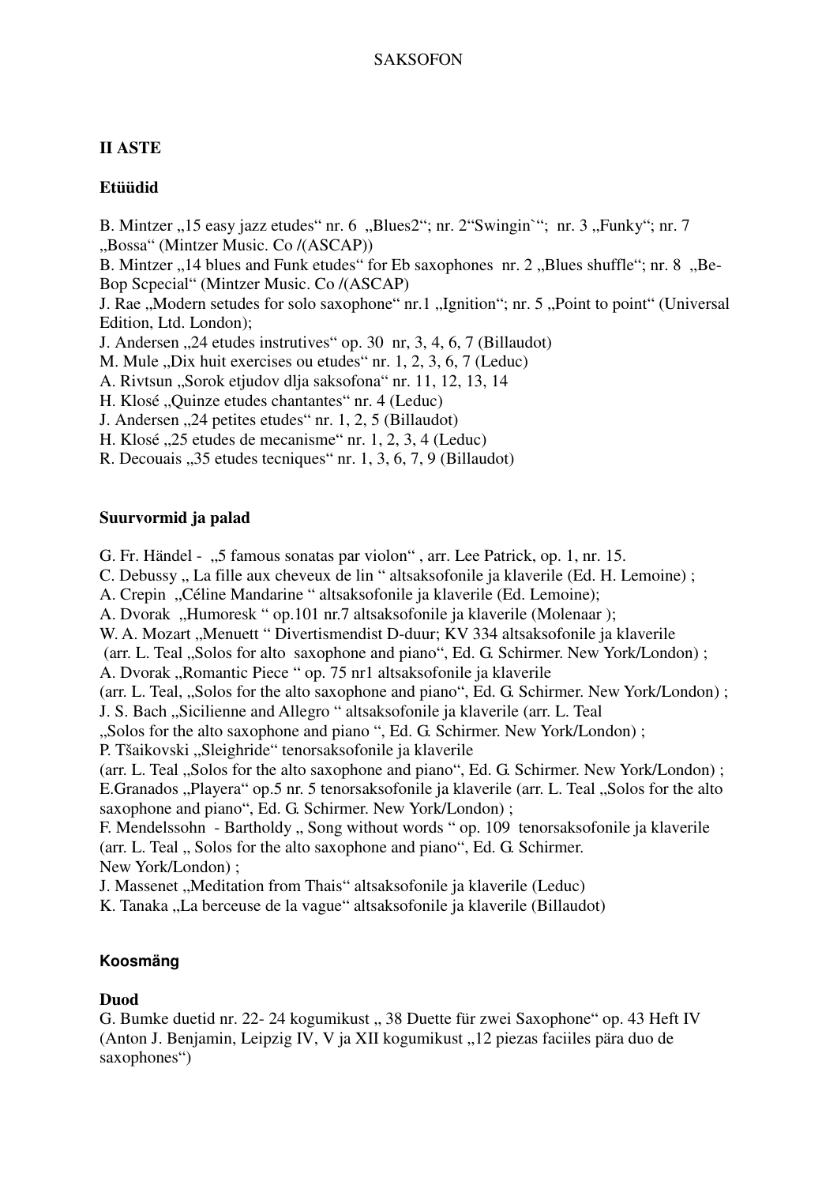SAKSOFON

## II ASTE

### Etüüdid

B. Mintzer „15 easy jazz etudes“ nr. 6 „Blues2“; nr. 2“Swingin`“; nr. 3 „Funky“; nr. 7 „Bossa“ (Mintzer Music. Co /(ASCAP))
B. Mintzer „14 blues and Funk etudes“ for Eb saxophones nr. 2 „Blues shuffle“; nr. 8 „Be-Bop Scpecial“ (Mintzer Music. Co /(ASCAP)
J. Rae „Modern setudes for solo saxophone“ nr.1 „Ignition“; nr. 5 „Point to point“ (Universal Edition, Ltd. London);
J. Andersen „24 etudes instrutives“ op. 30 nr, 3, 4, 6, 7 (Billaudot)
M. Mule „Dix huit exercises ou etudes“ nr. 1, 2, 3, 6, 7 (Leduc)
A. Rivtsun „Sorok etjudov dlja saksofona“ nr. 11, 12, 13, 14
H. Klosé „Quinze etudes chantantes“ nr. 4 (Leduc)
J. Andersen „24 petites etudes“ nr. 1, 2, 5 (Billaudot)
H. Klosé „25 etudes de mecanisme“ nr. 1, 2, 3, 4 (Leduc)
R. Decouais „35 etudes tecniques“ nr. 1, 3, 6, 7, 9 (Billaudot)

### Suurvormid ja palad

G. Fr. Händel - „5 famous sonatas par violon“ , arr. Lee Patrick, op. 1, nr. 15.
C. Debussy „ La fille aux cheveux de lin “ altsaksofonile ja klaverile (Ed. H. Lemoine) ;
A. Crepin „Céline Mandarine “ altsaksofonile ja klaverile (Ed. Lemoine);
A. Dvorak „Humoresk “ op.101 nr.7 altsaksofonile ja klaverile (Molenaar );
W. A. Mozart „Menuett “ Divertismendist D-duur; KV 334 altsaksofonile ja klaverile (arr. L. Teal „Solos for alto saxophone and piano“, Ed. G. Schirmer. New York/London) ;
A. Dvorak „Romantic Piece “ op. 75 nr1 altsaksofonile ja klaverile (arr. L. Teal, „Solos for the alto saxophone and piano“, Ed. G. Schirmer. New York/London) ;
J. S. Bach „Sicilienne and Allegro “ altsaksofonile ja klaverile (arr. L. Teal „Solos for the alto saxophone and piano “, Ed. G. Schirmer. New York/London) ;
P. Tšaikovski „Sleighride“ tenorsaksofonile ja klaverile (arr. L. Teal „Solos for the alto saxophone and piano“, Ed. G. Schirmer. New York/London) ;
E.Granados „Playera“ op.5 nr. 5 tenorsaksofonile ja klaverile (arr. L. Teal „Solos for the alto saxophone and piano“, Ed. G. Schirmer. New York/London) ;
F. Mendelssohn - Bartholdy „ Song without words “ op. 109 tenorsaksofonile ja klaverile (arr. L. Teal „ Solos for the alto saxophone and piano“, Ed. G. Schirmer. New York/London) ;
J. Massenet „Meditation from Thais“ altsaksofonile ja klaverile (Leduc)
K. Tanaka „La berceuse de la vague“ altsaksofonile ja klaverile (Billaudot)

### Koosmäng

### Duod

G. Bumke duetid nr. 22- 24 kogumikust „ 38 Duette für zwei Saxophone“ op. 43 Heft IV (Anton J. Benjamin, Leipzig IV, V ja XII kogumikust „12 piezas faciiles püra duo de saxophones“)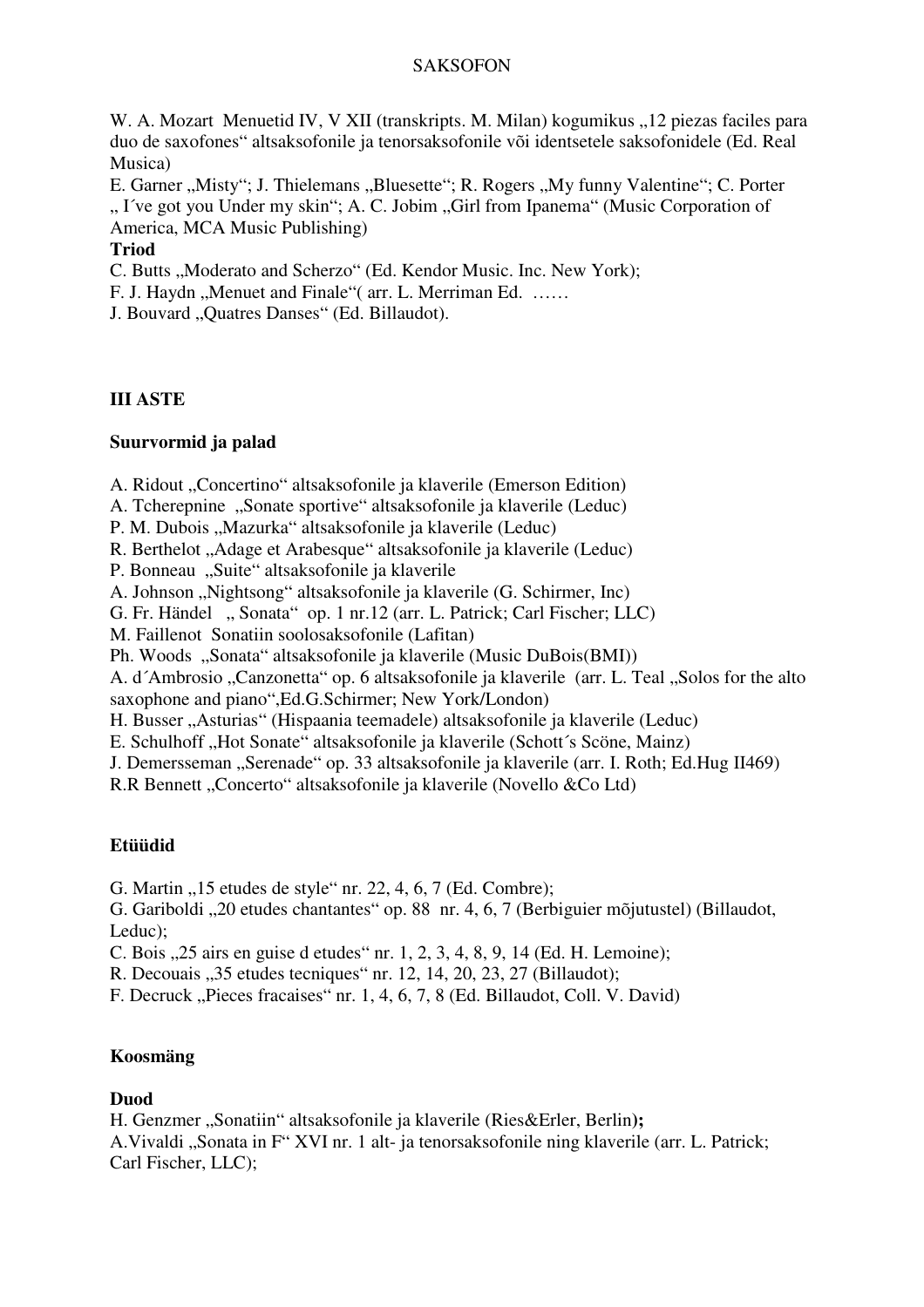W. A. Mozart Menuetid IV, V XII (transkripts. M. Milan) kogumikus „12 piezas faciles para duo de saxofones" altsaksofonile ja tenorsaksofonile või identsetele saksofonidele (Ed. Real Musica)

E. Garner „Misty"; J. Thielemans „Bluesette"; R. Rogers „My funny Valentine"; C. Porter „ I´ve got you Under my skin"; A. C. Jobim „Girl from Ipanema" (Music Corporation of America, MCA Music Publishing)

**Triod**

C. Butts „Moderato and Scherzo" (Ed. Kendor Music. Inc. New York);

F. J. Haydn „Menuet and Finale"( arr. L. Merriman Ed. ……

J. Bouvard „Quatres Danses" (Ed. Billaudot).

## III ASTE

### Suurvormid ja palad

A. Ridout „Concertino" altsaksofonile ja klaverile (Emerson Edition)

A. Tcherepnine „Sonate sportive" altsaksofonile ja klaverile (Leduc)

P. M. Dubois „Mazurka" altsaksofonile ja klaverile (Leduc)

R. Berthelot „Adage et Arabesque" altsaksofonile ja klaverile (Leduc)

P. Bonneau „Suite" altsaksofonile ja klaverile

A. Johnson „Nightsong" altsaksofonile ja klaverile (G. Schirmer, Inc)

G. Fr. Händel „ Sonata" op. 1 nr.12 (arr. L. Patrick; Carl Fischer; LLC)

M. Faillenot Sonatiin soolosaksofonile (Lafitan)

Ph. Woods „Sonata" altsaksofonile ja klaverile (Music DuBois(BMI))

A. d´Ambrosio „Canzonetta" op. 6 altsaksofonile ja klaverile (arr. L. Teal „Solos for the alto saxophone and piano",Ed.G.Schirmer; New York/London)

H. Busser „Asturias" (Hispaania teemadele) altsaksofonile ja klaverile (Leduc)

E. Schulhoff „Hot Sonate" altsaksofonile ja klaverile (Schott´s Scöne, Mainz)

J. Demersseman „Serenade" op. 33 altsaksofonile ja klaverile (arr. I. Roth; Ed.Hug II469)

R.R Bennett „Concerto" altsaksofonile ja klaverile (Novello &Co Ltd)

### Etüüdid

G. Martin „15 etudes de style" nr. 22, 4, 6, 7 (Ed. Combre);

G. Gariboldi „20 etudes chantantes" op. 88 nr. 4, 6, 7 (Berbiguier mõjutustel) (Billaudot, Leduc);

C. Bois „25 airs en guise d etudes" nr. 1, 2, 3, 4, 8, 9, 14 (Ed. H. Lemoine);

R. Decouais „35 etudes tecniques" nr. 12, 14, 20, 23, 27 (Billaudot);

F. Decruck „Pieces fracaises" nr. 1, 4, 6, 7, 8 (Ed. Billaudot, Coll. V. David)

### Koosmäng

**Duod**

H. Genzmer „Sonatiin" altsaksofonile ja klaverile (Ries&Erler, Berlin**);**

A.Vivaldi „Sonata in F" XVI nr. 1 alt- ja tenorsaksofonile ning klaverile (arr. L. Patrick; Carl Fischer, LLC);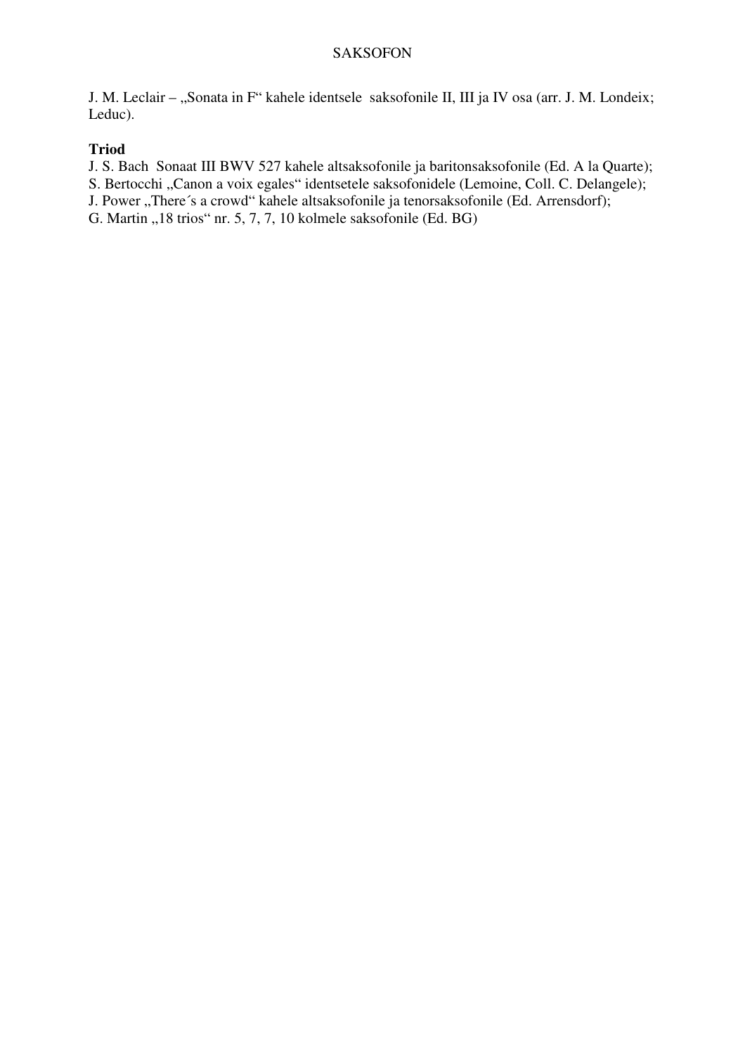J. M. Leclair – „Sonata in F“ kahele identsele saksofonile II, III ja IV osa (arr. J. M. Londeix; Leduc).

**Triod**

J. S. Bach Sonaat III BWV 527 kahele altsaksofonile ja baritonsaksofonile (Ed. A la Quarte);
S. Bertocchi „Canon a voix egales“ identsetele saksofonidele (Lemoine, Coll. C. Delangele);
J. Power „There´s a crowd“ kahele altsaksofonile ja tenorsaksofonile (Ed. Arrensdorf);
G. Martin „18 trios“ nr. 5, 7, 7, 10 kolmele saksofonile (Ed. BG)